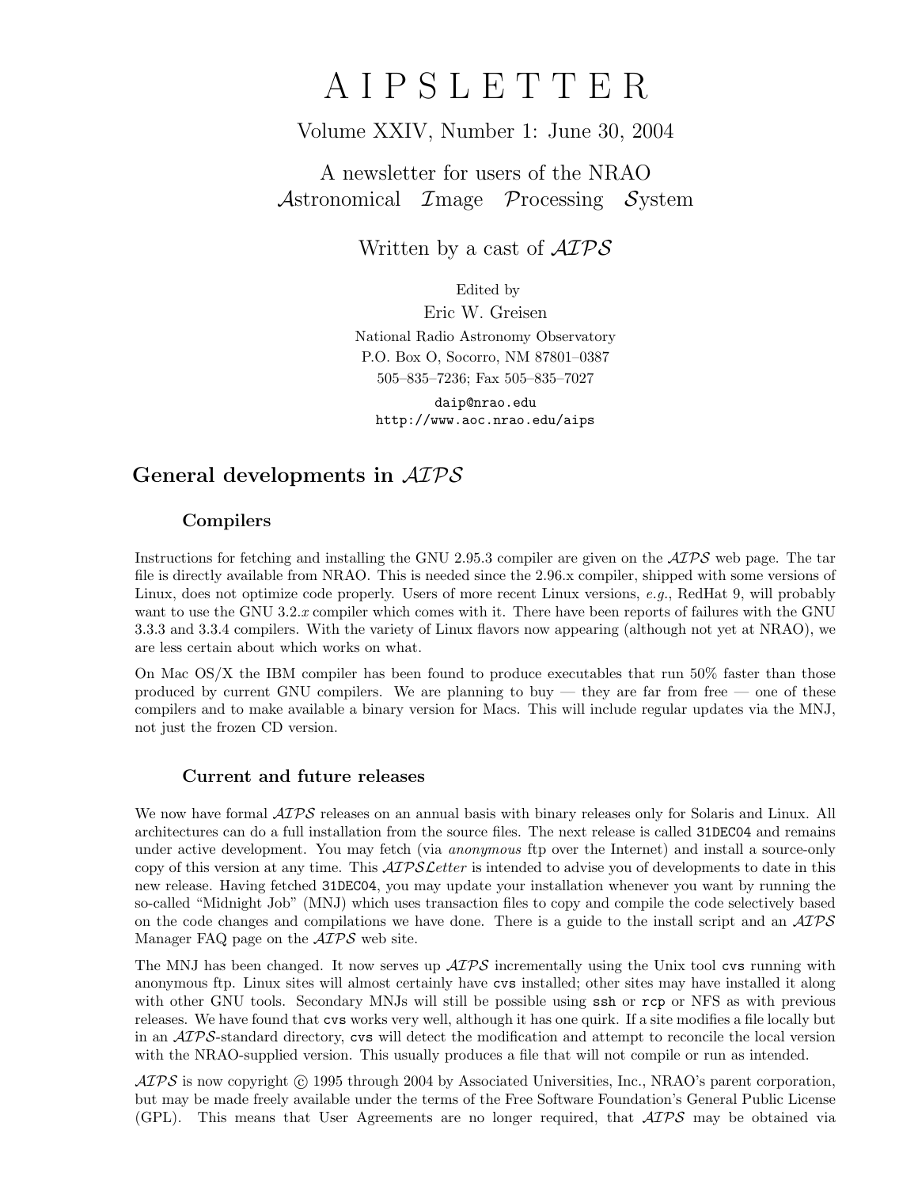# A I P S L E T T E R

Volume XXIV, Number 1: June 30, 2004

A newsletter for users of the NRAO
*Astronomical Image Processing System*

Written by a cast of *AIPS*

Edited by
Eric W. Greisen
National Radio Astronomy Observatory
P.O. Box O, Socorro, NM 87801–0387
505–835–7236; Fax 505–835–7027

`daip@nrao.edu`
`http://www.aoc.nrao.edu/aips`

## General developments in *AIPS*

### Compilers

Instructions for fetching and installing the GNU 2.95.3 compiler are given on the *AIPS* web page. The tar file is directly available from NRAO. This is needed since the 2.96.x compiler, shipped with some versions of Linux, does not optimize code properly. Users of more recent Linux versions, *e.g.*, RedHat 9, will probably want to use the GNU 3.2.*x* compiler which comes with it. There have been reports of failures with the GNU 3.3.3 and 3.3.4 compilers. With the variety of Linux flavors now appearing (although not yet at NRAO), we are less certain about which works on what.

On Mac OS/X the IBM compiler has been found to produce executables that run 50% faster than those produced by current GNU compilers. We are planning to buy — they are far from free — one of these compilers and to make available a binary version for Macs. This will include regular updates via the MNJ, not just the frozen CD version.

### Current and future releases

We now have formal *AIPS* releases on an annual basis with binary releases only for Solaris and Linux. All architectures can do a full installation from the source files. The next release is called `31DEC04` and remains under active development. You may fetch (via *anonymous* ftp over the Internet) and install a source-only copy of this version at any time. This *AIPSLetter* is intended to advise you of developments to date in this new release. Having fetched `31DEC04`, you may update your installation whenever you want by running the so-called "Midnight Job" (MNJ) which uses transaction files to copy and compile the code selectively based on the code changes and compilations we have done. There is a guide to the install script and an *AIPS* Manager FAQ page on the *AIPS* web site.

The MNJ has been changed. It now serves up *AIPS* incrementally using the Unix tool `cvs` running with anonymous ftp. Linux sites will almost certainly have `cvs` installed; other sites may have installed it along with other GNU tools. Secondary MNJs will still be possible using `ssh` or `rcp` or NFS as with previous releases. We have found that `cvs` works very well, although it has one quirk. If a site modifies a file locally but in an *AIPS*-standard directory, `cvs` will detect the modification and attempt to reconcile the local version with the NRAO-supplied version. This usually produces a file that will not compile or run as intended.

*AIPS* is now copyright © 1995 through 2004 by Associated Universities, Inc., NRAO's parent corporation, but may be made freely available under the terms of the Free Software Foundation's General Public License (GPL). This means that User Agreements are no longer required, that *AIPS* may be obtained via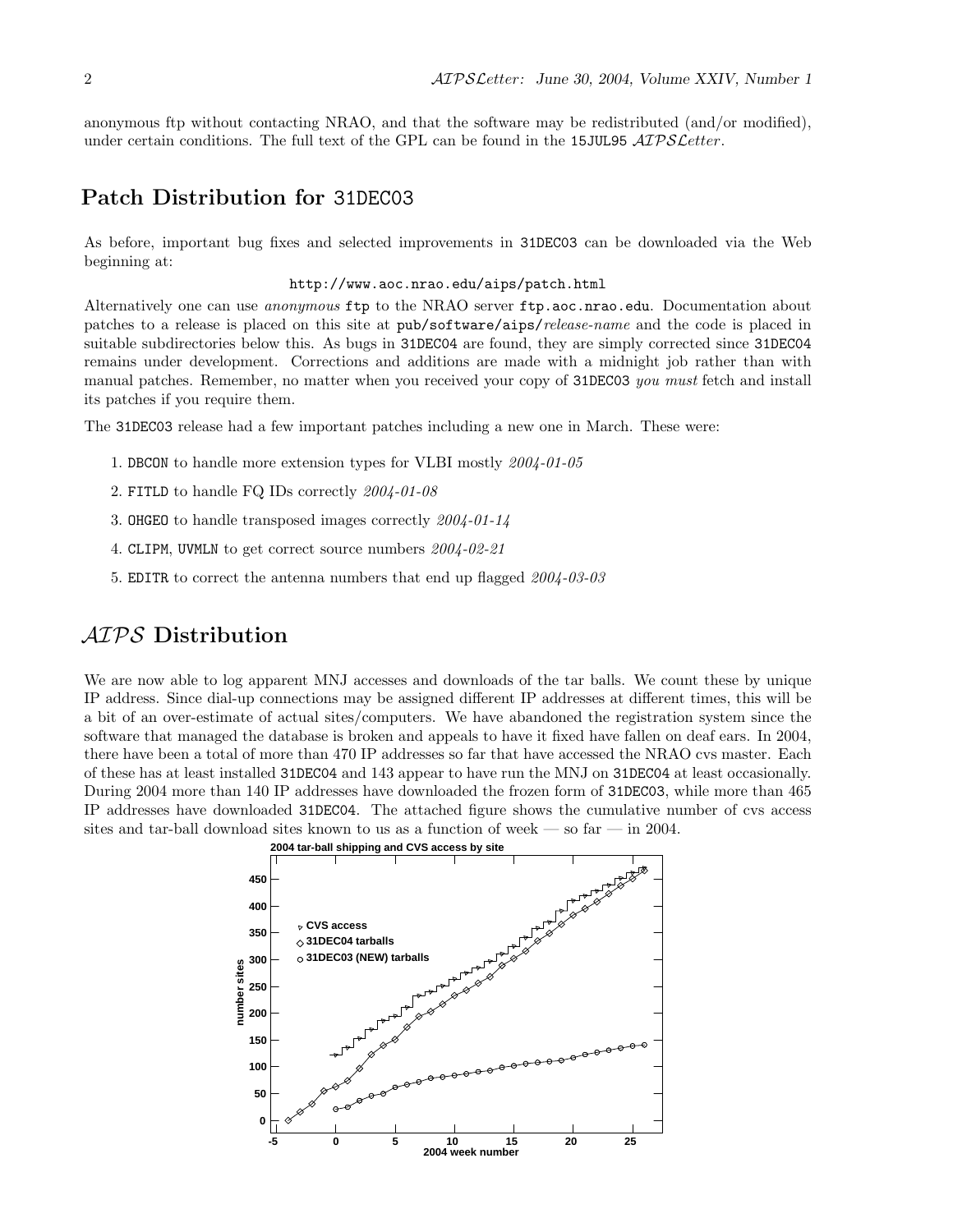anonymous ftp without contacting NRAO, and that the software may be redistributed (and/or modified), under certain conditions. The full text of the GPL can be found in the 15JUL95 *AIPSLetter*.

## Patch Distribution for 31DEC03

As before, important bug fixes and selected improvements in 31DEC03 can be downloaded via the Web beginning at:

http://www.aoc.nrao.edu/aips/patch.html

Alternatively one can use *anonymous* ftp to the NRAO server ftp.aoc.nrao.edu. Documentation about patches to a release is placed on this site at pub/software/aips/*release-name* and the code is placed in suitable subdirectories below this. As bugs in 31DEC04 are found, they are simply corrected since 31DEC04 remains under development. Corrections and additions are made with a midnight job rather than with manual patches. Remember, no matter when you received your copy of 31DEC03 *you must* fetch and install its patches if you require them.

The 31DEC03 release had a few important patches including a new one in March. These were:

1. DBCON to handle more extension types for VLBI mostly *2004-01-05*
2. FITLD to handle FQ IDs correctly *2004-01-08*
3. OHGEO to handle transposed images correctly *2004-01-14*
4. CLIPM, UVMLN to get correct source numbers *2004-02-21*
5. EDITR to correct the antenna numbers that end up flagged *2004-03-03*

## *AIPS* Distribution

We are now able to log apparent MNJ accesses and downloads of the tar balls. We count these by unique IP address. Since dial-up connections may be assigned different IP addresses at different times, this will be a bit of an over-estimate of actual sites/computers. We have abandoned the registration system since the software that managed the database is broken and appeals to have it fixed have fallen on deaf ears. In 2004, there have been a total of more than 470 IP addresses so far that have accessed the NRAO cvs master. Each of these has at least installed 31DEC04 and 143 appear to have run the MNJ on 31DEC04 at least occasionally. During 2004 more than 140 IP addresses have downloaded the frozen form of 31DEC03, while more than 465 IP addresses have downloaded 31DEC04. The attached figure shows the cumulative number of cvs access sites and tar-ball download sites known to us as a function of week — so far — in 2004.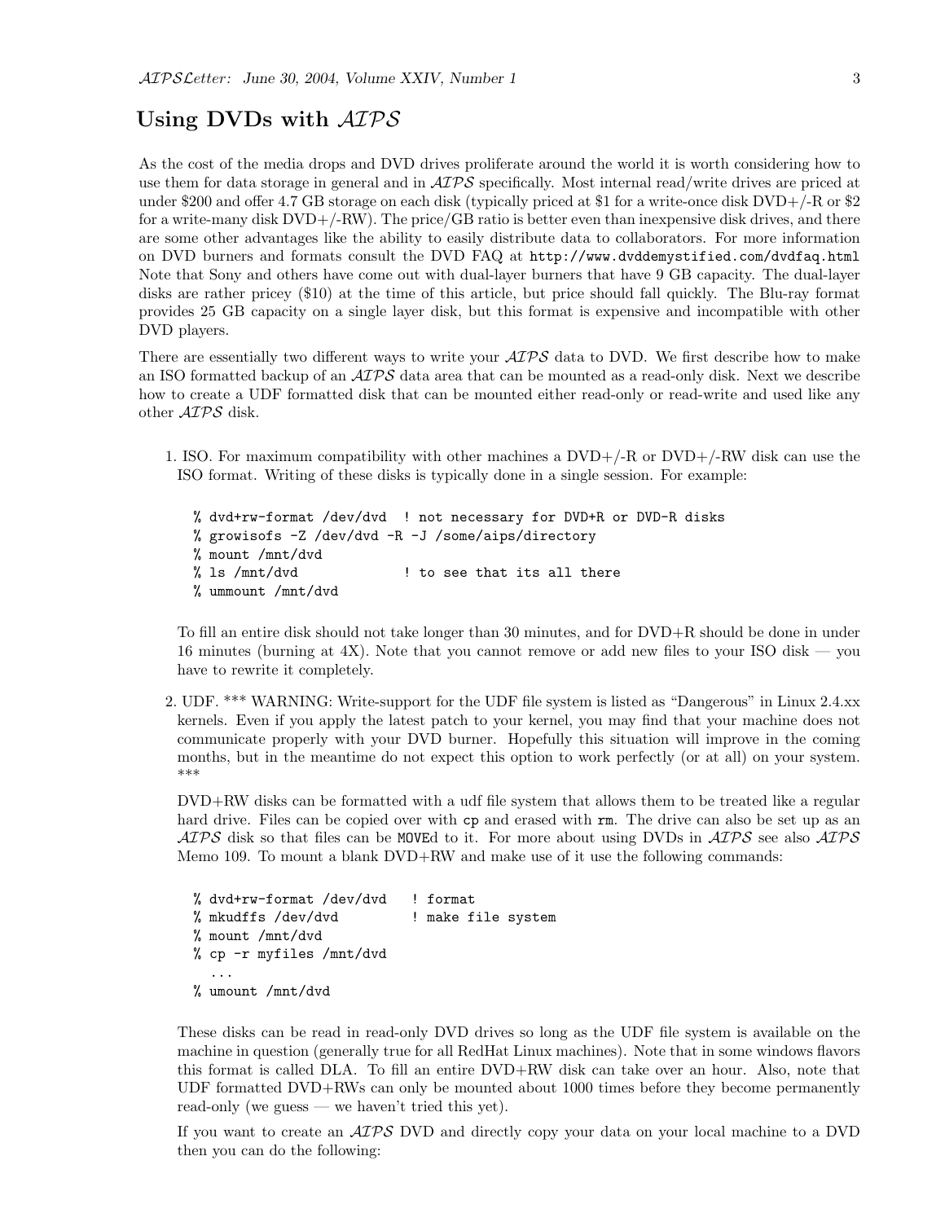## Using DVDs with *AIPS*

As the cost of the media drops and DVD drives proliferate around the world it is worth considering how to use them for data storage in general and in *AIPS* specifically. Most internal read/write drives are priced at under $200 and offer 4.7 GB storage on each disk (typically priced at $1 for a write-once disk DVD+/-R or $2 for a write-many disk DVD+/-RW). The price/GB ratio is better even than inexpensive disk drives, and there are some other advantages like the ability to easily distribute data to collaborators. For more information on DVD burners and formats consult the DVD FAQ at `http://www.dvddemystified.com/dvdfaq.html` Note that Sony and others have come out with dual-layer burners that have 9 GB capacity. The dual-layer disks are rather pricey ($10) at the time of this article, but price should fall quickly. The Blu-ray format provides 25 GB capacity on a single layer disk, but this format is expensive and incompatible with other DVD players.

There are essentially two different ways to write your *AIPS* data to DVD. We first describe how to make an ISO formatted backup of an *AIPS* data area that can be mounted as a read-only disk. Next we describe how to create a UDF formatted disk that can be mounted either read-only or read-write and used like any other *AIPS* disk.

1. ISO. For maximum compatibility with other machines a DVD+/-R or DVD+/-RW disk can use the ISO format. Writing of these disks is typically done in a single session. For example:

   ```
   % dvd+rw-format /dev/dvd  ! not necessary for DVD+R or DVD-R disks
   % growisofs -Z /dev/dvd -R -J /some/aips/directory
   % mount /mnt/dvd
   % ls /mnt/dvd             ! to see that its all there
   % ummount /mnt/dvd
   ```

   To fill an entire disk should not take longer than 30 minutes, and for DVD+R should be done in under 16 minutes (burning at 4X). Note that you cannot remove or add new files to your ISO disk — you have to rewrite it completely.

2. UDF. *** WARNING: Write-support for the UDF file system is listed as "Dangerous" in Linux 2.4.xx kernels. Even if you apply the latest patch to your kernel, you may find that your machine does not communicate properly with your DVD burner. Hopefully this situation will improve in the coming months, but in the meantime do not expect this option to work perfectly (or at all) on your system. ***

   DVD+RW disks can be formatted with a udf file system that allows them to be treated like a regular hard drive. Files can be copied over with `cp` and erased with `rm`. The drive can also be set up as an *AIPS* disk so that files can be `MOVE`d to it. For more about using DVDs in *AIPS* see also *AIPS* Memo 109. To mount a blank DVD+RW and make use of it use the following commands:

   ```
   % dvd+rw-format /dev/dvd   ! format
   % mkudffs /dev/dvd         ! make file system
   % mount /mnt/dvd
   % cp -r myfiles /mnt/dvd
     ...
   % umount /mnt/dvd
   ```

   These disks can be read in read-only DVD drives so long as the UDF file system is available on the machine in question (generally true for all RedHat Linux machines). Note that in some windows flavors this format is called DLA. To fill an entire DVD+RW disk can take over an hour. Also, note that UDF formatted DVD+RWs can only be mounted about 1000 times before they become permanently read-only (we guess — we haven't tried this yet).

   If you want to create an *AIPS* DVD and directly copy your data on your local machine to a DVD then you can do the following: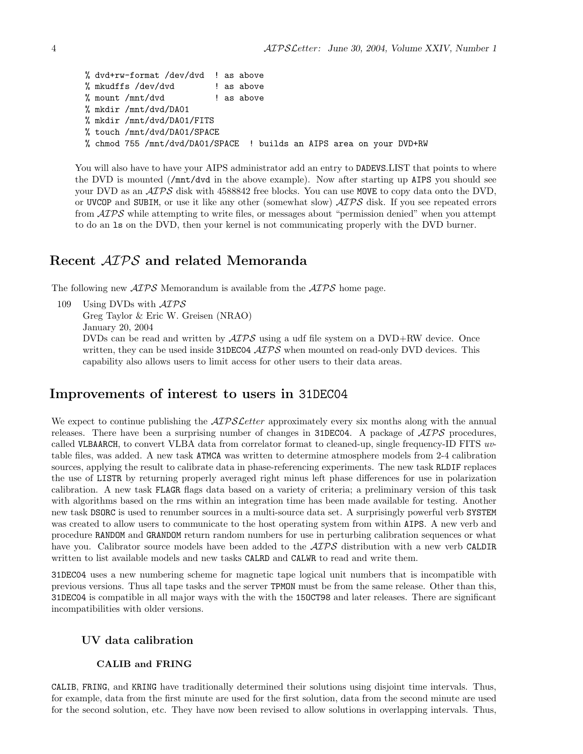```
% dvd+rw-format /dev/dvd  ! as above
% mkudffs /dev/dvd        ! as above
% mount /mnt/dvd          ! as above
% mkdir /mnt/dvd/DA01
% mkdir /mnt/dvd/DA01/FITS
% touch /mnt/dvd/DA01/SPACE
% chmod 755 /mnt/dvd/DA01/SPACE  ! builds an AIPS area on your DVD+RW
```

You will also have to have your AIPS administrator add an entry to DADEVS.LIST that points to where the DVD is mounted (/mnt/dvd in the above example). Now after starting up AIPS you should see your DVD as an *AIPS* disk with 4588842 free blocks. You can use MOVE to copy data onto the DVD, or UVCOP and SUBIM, or use it like any other (somewhat slow) *AIPS* disk. If you see repeated errors from *AIPS* while attempting to write files, or messages about "permission denied" when you attempt to do an ls on the DVD, then your kernel is not communicating properly with the DVD burner.

## Recent *AIPS* and related Memoranda

The following new *AIPS* Memorandum is available from the *AIPS* home page.

109 Using DVDs with *AIPS*
Greg Taylor & Eric W. Greisen (NRAO)
January 20, 2004
DVDs can be read and written by *AIPS* using a udf file system on a DVD+RW device. Once written, they can be used inside 31DEC04 *AIPS* when mounted on read-only DVD devices. This capability also allows users to limit access for other users to their data areas.

## Improvements of interest to users in 31DEC04

We expect to continue publishing the *AIPSLetter* approximately every six months along with the annual releases. There have been a surprising number of changes in 31DEC04. A package of *AIPS* procedures, called VLBAARCH, to convert VLBA data from correlator format to cleaned-up, single frequency-ID FITS *uv*-table files, was added. A new task ATMCA was written to determine atmosphere models from 2-4 calibration sources, applying the result to calibrate data in phase-referencing experiments. The new task RLDIF replaces the use of LISTR by returning properly averaged right minus left phase differences for use in polarization calibration. A new task FLAGR flags data based on a variety of criteria; a preliminary version of this task with algorithms based on the rms within an integration time has been made available for testing. Another new task DSORC is used to renumber sources in a multi-source data set. A surprisingly powerful verb SYSTEM was created to allow users to communicate to the host operating system from within AIPS. A new verb and procedure RANDOM and GRANDOM return random numbers for use in perturbing calibration sequences or what have you. Calibrator source models have been added to the *AIPS* distribution with a new verb CALDIR written to list available models and new tasks CALRD and CALWR to read and write them.

31DEC04 uses a new numbering scheme for magnetic tape logical unit numbers that is incompatible with previous versions. Thus all tape tasks and the server TPMON must be from the same release. Other than this, 31DEC04 is compatible in all major ways with the with the 15OCT98 and later releases. There are significant incompatibilities with older versions.

### UV data calibration

#### CALIB and FRING

CALIB, FRING, and KRING have traditionally determined their solutions using disjoint time intervals. Thus, for example, data from the first minute are used for the first solution, data from the second minute are used for the second solution, etc. They have now been revised to allow solutions in overlapping intervals. Thus,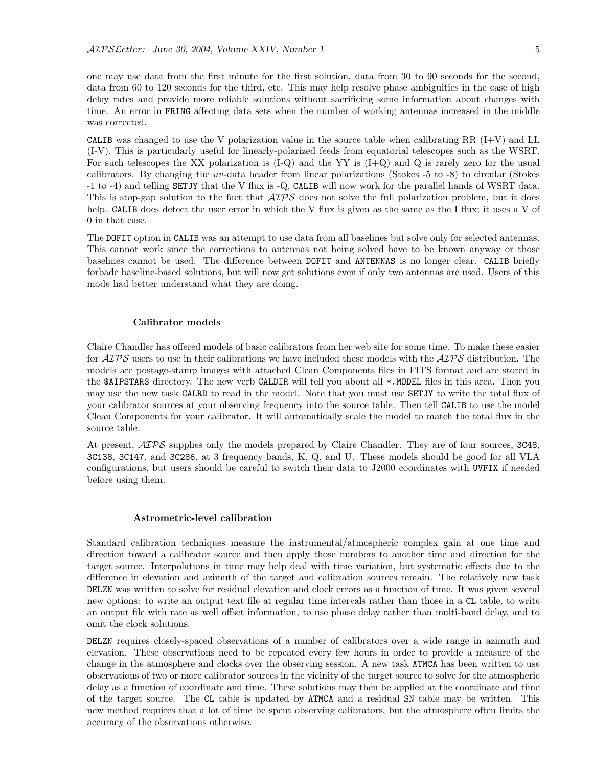one may use data from the first minute for the first solution, data from 30 to 90 seconds for the second, data from 60 to 120 seconds for the third, etc. This may help resolve phase ambiguities in the case of high delay rates and provide more reliable solutions without sacrificing some information about changes with time. An error in FRING affecting data sets when the number of working antennas increased in the middle was corrected.

CALIB was changed to use the V polarization value in the source table when calibrating RR (I+V) and LL (I-V). This is particularly useful for linearly-polarized feeds from equatorial telescopes such as the WSRT. For such telescopes the XX polarization is (I-Q) and the YY is (I+Q) and Q is rarely zero for the usual calibrators. By changing the *uv*-data header from linear polarizations (Stokes -5 to -8) to circular (Stokes -1 to -4) and telling SETJY that the V flux is -Q, CALIB will now work for the parallel hands of WSRT data. This is stop-gap solution to the fact that *AIPS* does not solve the full polarization problem, but it does help. CALIB does detect the user error in which the V flux is given as the same as the I flux; it uses a V of 0 in that case.

The DOFIT option in CALIB was an attempt to use data from all baselines but solve only for selected antennas. This cannot work since the corrections to antennas not being solved have to be known anyway or those baselines cannot be used. The difference between DOFIT and ANTENNAS is no longer clear. CALIB briefly forbade baseline-based solutions, but will now get solutions even if only two antennas are used. Users of this mode had better understand what they are doing.

### Calibrator models

Claire Chandler has offered models of basic calibrators from her web site for some time. To make these easier for *AIPS* users to use in their calibrations we have included these models with the *AIPS* distribution. The models are postage-stamp images with attached Clean Components files in FITS format and are stored in the $AIPSTARS directory. The new verb CALDIR will tell you about all *.MODEL files in this area. Then you may use the new task CALRD to read in the model. Note that you must use SETJY to write the total flux of your calibrator sources at your observing frequency into the source table. Then tell CALIB to use the model Clean Components for your calibrator. It will automatically scale the model to match the total flux in the source table.

At present, *AIPS* supplies only the models prepared by Claire Chandler. They are of four sources, 3C48, 3C138, 3C147, and 3C286, at 3 frequency bands, K, Q, and U. These models should be good for all VLA configurations, but users should be careful to switch their data to J2000 coordinates with UVFIX if needed before using them.

### Astrometric-level calibration

Standard calibration techniques measure the instrumental/atmospheric complex gain at one time and direction toward a calibrator source and then apply those numbers to another time and direction for the target source. Interpolations in time may help deal with time variation, but systematic effects due to the difference in elevation and azimuth of the target and calibration sources remain. The relatively new task DELZN was written to solve for residual elevation and clock errors as a function of time. It was given several new options: to write an output text file at regular time intervals rather than those in a CL table, to write an output file with rate as well offset information, to use phase delay rather than multi-band delay, and to omit the clock solutions.

DELZN requires closely-spaced observations of a number of calibrators over a wide range in azimuth and elevation. These observations need to be repeated every few hours in order to provide a measure of the change in the atmosphere and clocks over the observing session. A new task ATMCA has been written to use observations of two or more calibrator sources in the vicinity of the target source to solve for the atmospheric delay as a function of coordinate and time. These solutions may then be applied at the coordinate and time of the target source. The CL table is updated by ATMCA and a residual SN table may be written. This new method requires that a lot of time be spent observing calibrators, but the atmosphere often limits the accuracy of the observations otherwise.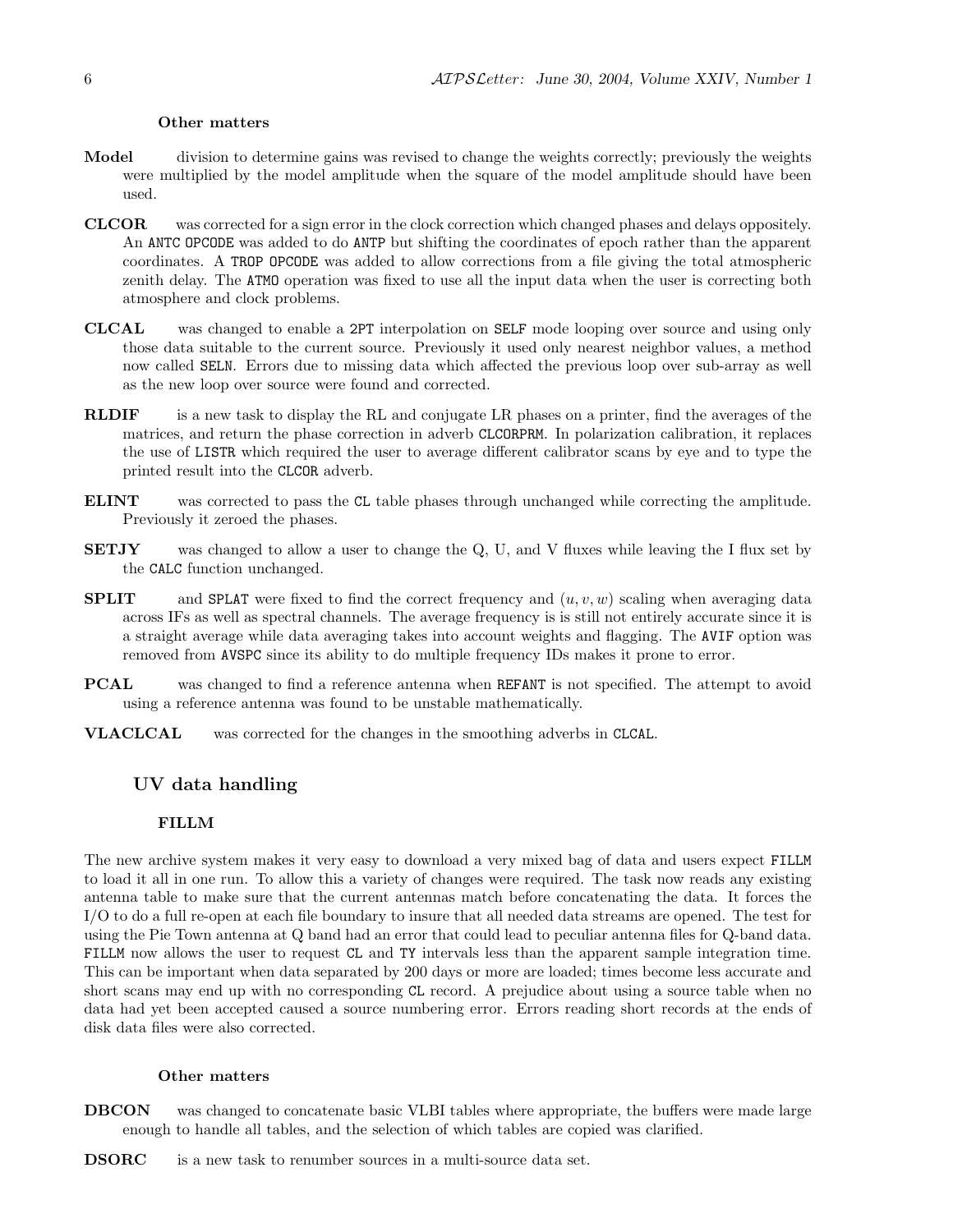#### Other matters

**Model** division to determine gains was revised to change the weights correctly; previously the weights were multiplied by the model amplitude when the square of the model amplitude should have been used.

**CLCOR** was corrected for a sign error in the clock correction which changed phases and delays oppositely. An `ANTC` `OPCODE` was added to do `ANTP` but shifting the coordinates of epoch rather than the apparent coordinates. A `TROP` `OPCODE` was added to allow corrections from a file giving the total atmospheric zenith delay. The `ATMO` operation was fixed to use all the input data when the user is correcting both atmosphere and clock problems.

**CLCAL** was changed to enable a `2PT` interpolation on `SELF` mode looping over source and using only those data suitable to the current source. Previously it used only nearest neighbor values, a method now called `SELN`. Errors due to missing data which affected the previous loop over sub-array as well as the new loop over source were found and corrected.

**RLDIF** is a new task to display the RL and conjugate LR phases on a printer, find the averages of the matrices, and return the phase correction in adverb `CLCORPRM`. In polarization calibration, it replaces the use of `LISTR` which required the user to average different calibrator scans by eye and to type the printed result into the `CLCOR` adverb.

**ELINT** was corrected to pass the `CL` table phases through unchanged while correcting the amplitude. Previously it zeroed the phases.

**SETJY** was changed to allow a user to change the Q, U, and V fluxes while leaving the I flux set by the `CALC` function unchanged.

**SPLIT** and `SPLAT` were fixed to find the correct frequency and $(u, v, w)$ scaling when averaging data across IFs as well as spectral channels. The average frequency is is still not entirely accurate since it is a straight average while data averaging takes into account weights and flagging. The `AVIF` option was removed from `AVSPC` since its ability to do multiple frequency IDs makes it prone to error.

**PCAL** was changed to find a reference antenna when `REFANT` is not specified. The attempt to avoid using a reference antenna was found to be unstable mathematically.

**VLACLCAL** was corrected for the changes in the smoothing adverbs in `CLCAL`.

### UV data handling

#### FILLM

The new archive system makes it very easy to download a very mixed bag of data and users expect `FILLM` to load it all in one run. To allow this a variety of changes were required. The task now reads any existing antenna table to make sure that the current antennas match before concatenating the data. It forces the I/O to do a full re-open at each file boundary to insure that all needed data streams are opened. The test for using the Pie Town antenna at Q band had an error that could lead to peculiar antenna files for Q-band data. `FILLM` now allows the user to request `CL` and `TY` intervals less than the apparent sample integration time. This can be important when data separated by 200 days or more are loaded; times become less accurate and short scans may end up with no corresponding `CL` record. A prejudice about using a source table when no data had yet been accepted caused a source numbering error. Errors reading short records at the ends of disk data files were also corrected.

#### Other matters

**DBCON** was changed to concatenate basic VLBI tables where appropriate, the buffers were made large enough to handle all tables, and the selection of which tables are copied was clarified.

**DSORC** is a new task to renumber sources in a multi-source data set.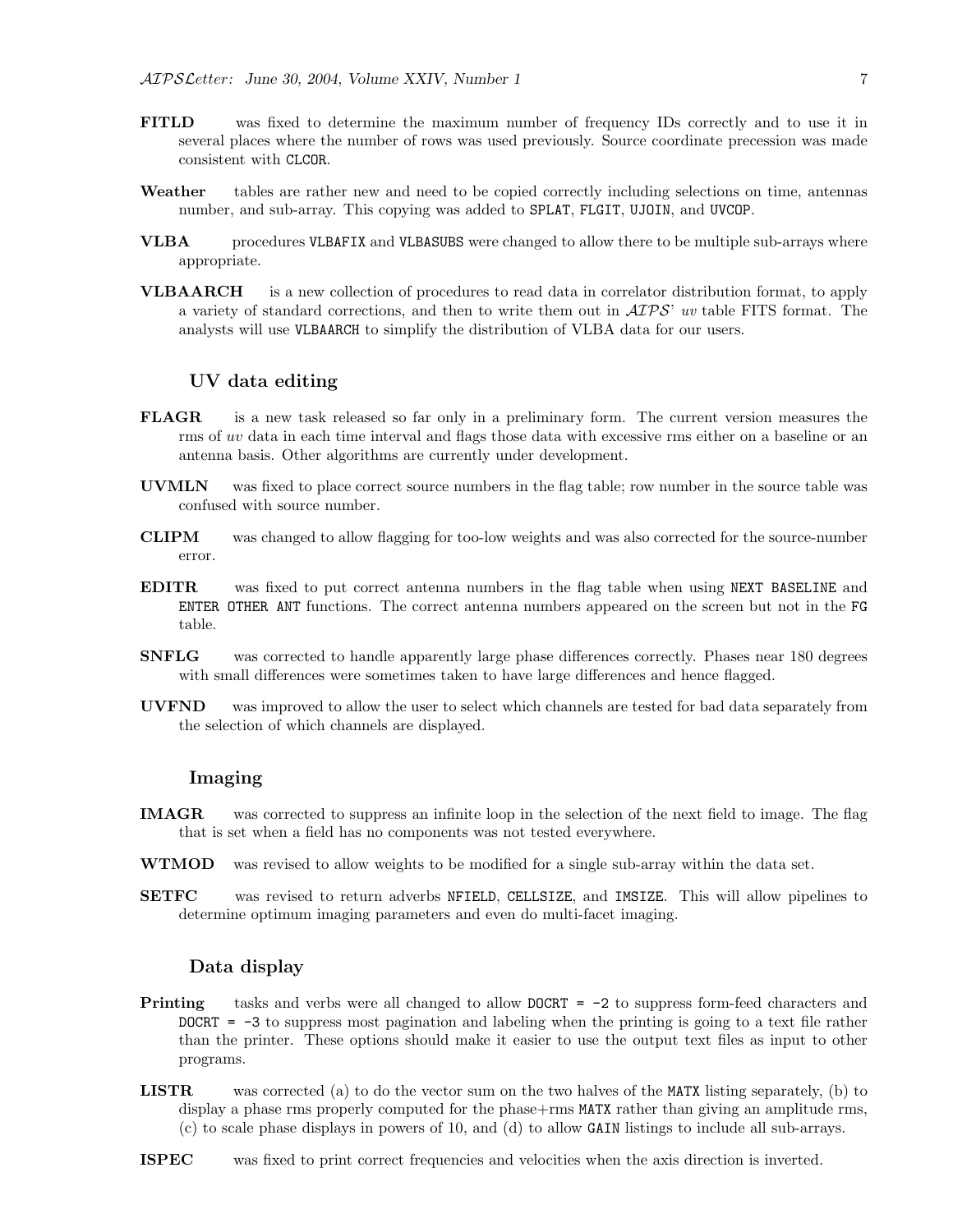**FITLD** was fixed to determine the maximum number of frequency IDs correctly and to use it in several places where the number of rows was used previously. Source coordinate precession was made consistent with `CLCOR`.

**Weather** tables are rather new and need to be copied correctly including selections on time, antennas number, and sub-array. This copying was added to `SPLAT`, `FLGIT`, `UJOIN`, and `UVCOP`.

**VLBA** procedures `VLBAFIX` and `VLBASUBS` were changed to allow there to be multiple sub-arrays where appropriate.

**VLBAARCH** is a new collection of procedures to read data in correlator distribution format, to apply a variety of standard corrections, and then to write them out in *AIPS*' *uv* table FITS format. The analysts will use `VLBAARCH` to simplify the distribution of VLBA data for our users.

### UV data editing

**FLAGR** is a new task released so far only in a preliminary form. The current version measures the rms of *uv* data in each time interval and flags those data with excessive rms either on a baseline or an antenna basis. Other algorithms are currently under development.

**UVMLN** was fixed to place correct source numbers in the flag table; row number in the source table was confused with source number.

**CLIPM** was changed to allow flagging for too-low weights and was also corrected for the source-number error.

**EDITR** was fixed to put correct antenna numbers in the flag table when using `NEXT BASELINE` and `ENTER OTHER ANT` functions. The correct antenna numbers appeared on the screen but not in the `FG` table.

**SNFLG** was corrected to handle apparently large phase differences correctly. Phases near 180 degrees with small differences were sometimes taken to have large differences and hence flagged.

**UVFND** was improved to allow the user to select which channels are tested for bad data separately from the selection of which channels are displayed.

### Imaging

**IMAGR** was corrected to suppress an infinite loop in the selection of the next field to image. The flag that is set when a field has no components was not tested everywhere.

**WTMOD** was revised to allow weights to be modified for a single sub-array within the data set.

**SETFC** was revised to return adverbs `NFIELD`, `CELLSIZE`, and `IMSIZE`. This will allow pipelines to determine optimum imaging parameters and even do multi-facet imaging.

### Data display

**Printing** tasks and verbs were all changed to allow `DOCRT = -2` to suppress form-feed characters and `DOCRT = -3` to suppress most pagination and labeling when the printing is going to a text file rather than the printer. These options should make it easier to use the output text files as input to other programs.

**LISTR** was corrected (a) to do the vector sum on the two halves of the `MATX` listing separately, (b) to display a phase rms properly computed for the phase+rms `MATX` rather than giving an amplitude rms, (c) to scale phase displays in powers of 10, and (d) to allow `GAIN` listings to include all sub-arrays.

**ISPEC** was fixed to print correct frequencies and velocities when the axis direction is inverted.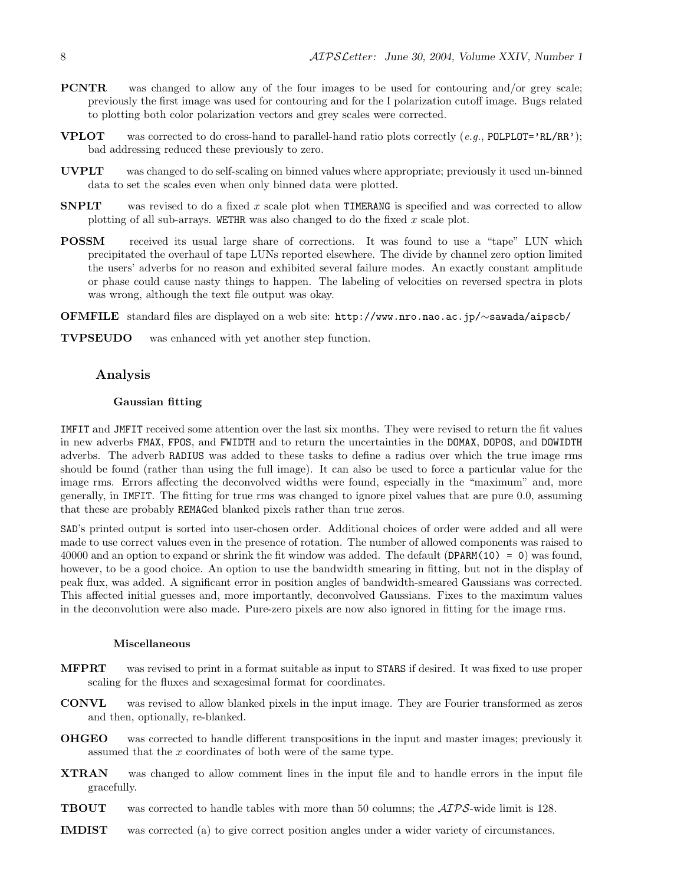**PCNTR** was changed to allow any of the four images to be used for contouring and/or grey scale; previously the first image was used for contouring and for the I polarization cutoff image. Bugs related to plotting both color polarization vectors and grey scales were corrected.

**VPLOT** was corrected to do cross-hand to parallel-hand ratio plots correctly (*e.g.*, `POLPLOT='RL/RR'`); bad addressing reduced these previously to zero.

**UVPLT** was changed to do self-scaling on binned values where appropriate; previously it used un-binned data to set the scales even when only binned data were plotted.

**SNPLT** was revised to do a fixed $x$ scale plot when `TIMERANG` is specified and was corrected to allow plotting of all sub-arrays. `WETHR` was also changed to do the fixed $x$ scale plot.

**POSSM** received its usual large share of corrections. It was found to use a "tape" LUN which precipitated the overhaul of tape LUNs reported elsewhere. The divide by channel zero option limited the users' adverbs for no reason and exhibited several failure modes. An exactly constant amplitude or phase could cause nasty things to happen. The labeling of velocities on reversed spectra in plots was wrong, although the text file output was okay.

**OFMFILE** standard files are displayed on a web site: `http://www.nro.nao.ac.jp/~sawada/aipscb/`

**TVPSEUDO** was enhanced with yet another step function.

## Analysis

### Gaussian fitting

`IMFIT` and `JMFIT` received some attention over the last six months. They were revised to return the fit values in new adverbs `FMAX`, `FPOS`, and `FWIDTH` and to return the uncertainties in the `DOMAX`, `DOPOS`, and `DOWIDTH` adverbs. The adverb `RADIUS` was added to these tasks to define a radius over which the true image rms should be found (rather than using the full image). It can also be used to force a particular value for the image rms. Errors affecting the deconvolved widths were found, especially in the "maximum" and, more generally, in `IMFIT`. The fitting for true rms was changed to ignore pixel values that are pure 0.0, assuming that these are probably `REMAG`ed blanked pixels rather than true zeros.

`SAD`'s printed output is sorted into user-chosen order. Additional choices of order were added and all were made to use correct values even in the presence of rotation. The number of allowed components was raised to 40000 and an option to expand or shrink the fit window was added. The default (`DPARM(10) = 0`) was found, however, to be a good choice. An option to use the bandwidth smearing in fitting, but not in the display of peak flux, was added. A significant error in position angles of bandwidth-smeared Gaussians was corrected. This affected initial guesses and, more importantly, deconvolved Gaussians. Fixes to the maximum values in the deconvolution were also made. Pure-zero pixels are now also ignored in fitting for the image rms.

### Miscellaneous

**MFPRT** was revised to print in a format suitable as input to `STARS` if desired. It was fixed to use proper scaling for the fluxes and sexagesimal format for coordinates.

**CONVL** was revised to allow blanked pixels in the input image. They are Fourier transformed as zeros and then, optionally, re-blanked.

**OHGEO** was corrected to handle different transpositions in the input and master images; previously it assumed that the $x$ coordinates of both were of the same type.

**XTRAN** was changed to allow comment lines in the input file and to handle errors in the input file gracefully.

**TBOUT** was corrected to handle tables with more than 50 columns; the $\mathcal{AIPS}$-wide limit is 128.

**IMDIST** was corrected (a) to give correct position angles under a wider variety of circumstances.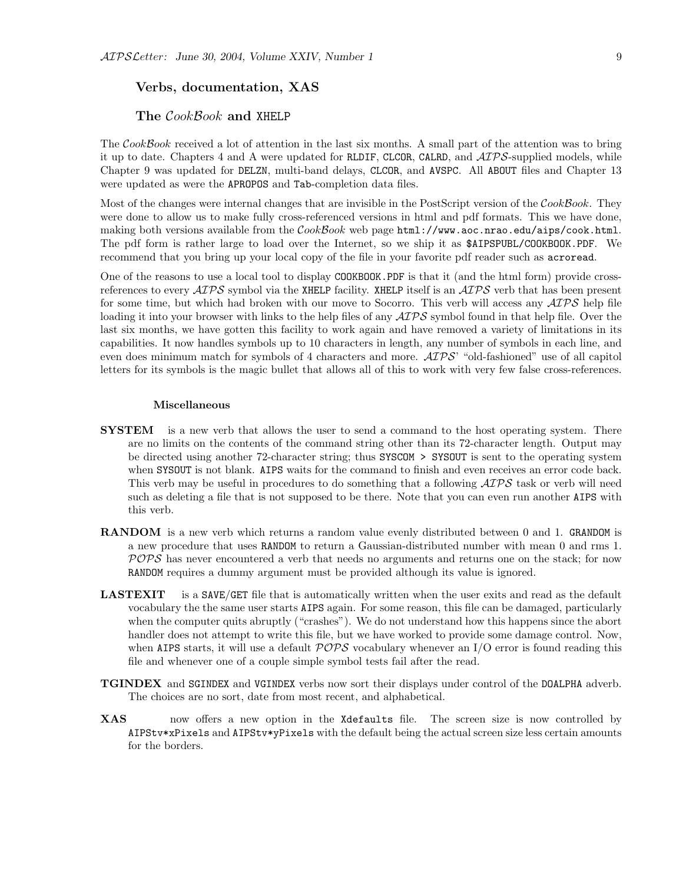## Verbs, documentation, XAS

### The *CookBook* and XHELP

The *CookBook* received a lot of attention in the last six months. A small part of the attention was to bring it up to date. Chapters 4 and A were updated for RLDIF, CLCOR, CALRD, and *AIPS*-supplied models, while Chapter 9 was updated for DELZN, multi-band delays, CLCOR, and AVSPC. All ABOUT files and Chapter 13 were updated as were the APROPOS and Tab-completion data files.

Most of the changes were internal changes that are invisible in the PostScript version of the *CookBook*. They were done to allow us to make fully cross-referenced versions in html and pdf formats. This we have done, making both versions available from the *CookBook* web page `html://www.aoc.nrao.edu/aips/cook.html`. The pdf form is rather large to load over the Internet, so we ship it as `$AIPSPUBL/COOKBOOK.PDF`. We recommend that you bring up your local copy of the file in your favorite pdf reader such as `acroread`.

One of the reasons to use a local tool to display COOKBOOK.PDF is that it (and the html form) provide cross-references to every *AIPS* symbol via the XHELP facility. XHELP itself is an *AIPS* verb that has been present for some time, but which had broken with our move to Socorro. This verb will access any *AIPS* help file loading it into your browser with links to the help files of any *AIPS* symbol found in that help file. Over the last six months, we have gotten this facility to work again and have removed a variety of limitations in its capabilities. It now handles symbols up to 10 characters in length, any number of symbols in each line, and even does minimum match for symbols of 4 characters and more. *AIPS*' "old-fashioned" use of all capitol letters for its symbols is the magic bullet that allows all of this to work with very few false cross-references.

#### Miscellaneous

**SYSTEM** is a new verb that allows the user to send a command to the host operating system. There are no limits on the contents of the command string other than its 72-character length. Output may be directed using another 72-character string; thus SYSCOM > SYSOUT is sent to the operating system when SYSOUT is not blank. AIPS waits for the command to finish and even receives an error code back. This verb may be useful in procedures to do something that a following *AIPS* task or verb will need such as deleting a file that is not supposed to be there. Note that you can even run another AIPS with this verb.

**RANDOM** is a new verb which returns a random value evenly distributed between 0 and 1. GRANDOM is a new procedure that uses RANDOM to return a Gaussian-distributed number with mean 0 and rms 1. *POPS* has never encountered a verb that needs no arguments and returns one on the stack; for now RANDOM requires a dummy argument must be provided although its value is ignored.

**LASTEXIT** is a SAVE/GET file that is automatically written when the user exits and read as the default vocabulary the the same user starts AIPS again. For some reason, this file can be damaged, particularly when the computer quits abruptly ("crashes"). We do not understand how this happens since the abort handler does not attempt to write this file, but we have worked to provide some damage control. Now, when AIPS starts, it will use a default *POPS* vocabulary whenever an I/O error is found reading this file and whenever one of a couple simple symbol tests fail after the read.

**TGINDEX** and SGINDEX and VGINDEX verbs now sort their displays under control of the DOALPHA adverb. The choices are no sort, date from most recent, and alphabetical.

**XAS** now offers a new option in the Xdefaults file. The screen size is now controlled by AIPStv*xPixels and AIPStv*yPixels with the default being the actual screen size less certain amounts for the borders.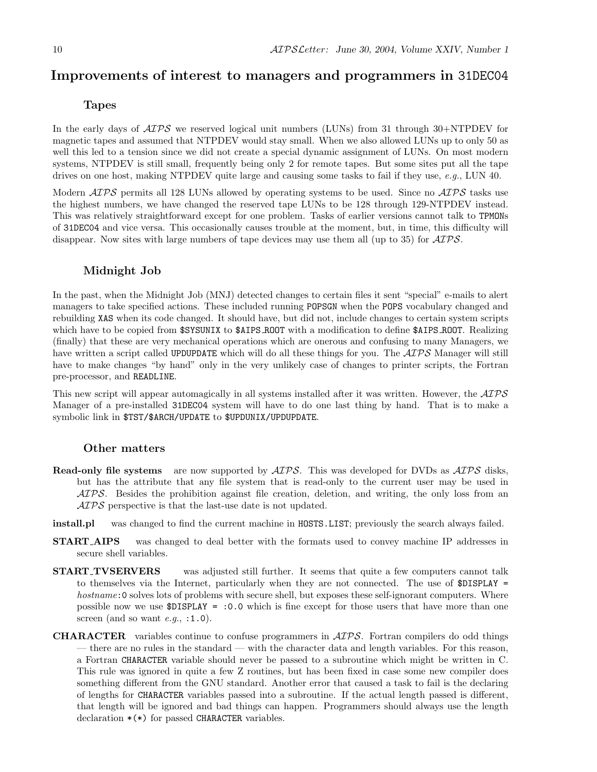## Improvements of interest to managers and programmers in 31DEC04

### Tapes

In the early days of *AIPS* we reserved logical unit numbers (LUNs) from 31 through 30+NTPDEV for magnetic tapes and assumed that NTPDEV would stay small. When we also allowed LUNs up to only 50 as well this led to a tension since we did not create a special dynamic assignment of LUNs. On most modern systems, NTPDEV is still small, frequently being only 2 for remote tapes. But some sites put all the tape drives on one host, making NTPDEV quite large and causing some tasks to fail if they use, *e.g.*, LUN 40.

Modern *AIPS* permits all 128 LUNs allowed by operating systems to be used. Since no *AIPS* tasks use the highest numbers, we have changed the reserved tape LUNs to be 128 through 129-NTPDEV instead. This was relatively straightforward except for one problem. Tasks of earlier versions cannot talk to TPMONs of 31DEC04 and vice versa. This occasionally causes trouble at the moment, but, in time, this difficulty will disappear. Now sites with large numbers of tape devices may use them all (up to 35) for *AIPS*.

### Midnight Job

In the past, when the Midnight Job (MNJ) detected changes to certain files it sent "special" e-mails to alert managers to take specified actions. These included running POPSGN when the POPS vocabulary changed and rebuilding XAS when its code changed. It should have, but did not, include changes to certain system scripts which have to be copied from $SYSUNIX to $AIPS_ROOT with a modification to define $AIPS_ROOT. Realizing (finally) that these are very mechanical operations which are onerous and confusing to many Managers, we have written a script called UPDUPDATE which will do all these things for you. The *AIPS* Manager will still have to make changes "by hand" only in the very unlikely case of changes to printer scripts, the Fortran pre-processor, and READLINE.

This new script will appear automagically in all systems installed after it was written. However, the *AIPS* Manager of a pre-installed 31DEC04 system will have to do one last thing by hand. That is to make a symbolic link in $TST/$ARCH/UPDATE to $UPDUNIX/UPDUPDATE.

### Other matters

**Read-only file systems** are now supported by *AIPS*. This was developed for DVDs as *AIPS* disks, but has the attribute that any file system that is read-only to the current user may be used in *AIPS*. Besides the prohibition against file creation, deletion, and writing, the only loss from an *AIPS* perspective is that the last-use date is not updated.

**install.pl** was changed to find the current machine in HOSTS.LIST; previously the search always failed.

**START_AIPS** was changed to deal better with the formats used to convey machine IP addresses in secure shell variables.

**START_TVSERVERS** was adjusted still further. It seems that quite a few computers cannot talk to themselves via the Internet, particularly when they are not connected. The use of $DISPLAY = *hostname*:0 solves lots of problems with secure shell, but exposes these self-ignorant computers. Where possible now we use $DISPLAY = :0.0 which is fine except for those users that have more than one screen (and so want *e.g.*, :1.0).

**CHARACTER** variables continue to confuse programmers in *AIPS*. Fortran compilers do odd things — there are no rules in the standard — with the character data and length variables. For this reason, a Fortran CHARACTER variable should never be passed to a subroutine which might be written in C. This rule was ignored in quite a few Z routines, but has been fixed in case some new compiler does something different from the GNU standard. Another error that caused a task to fail is the declaring of lengths for CHARACTER variables passed into a subroutine. If the actual length passed is different, that length will be ignored and bad things can happen. Programmers should always use the length declaration *(*) for passed CHARACTER variables.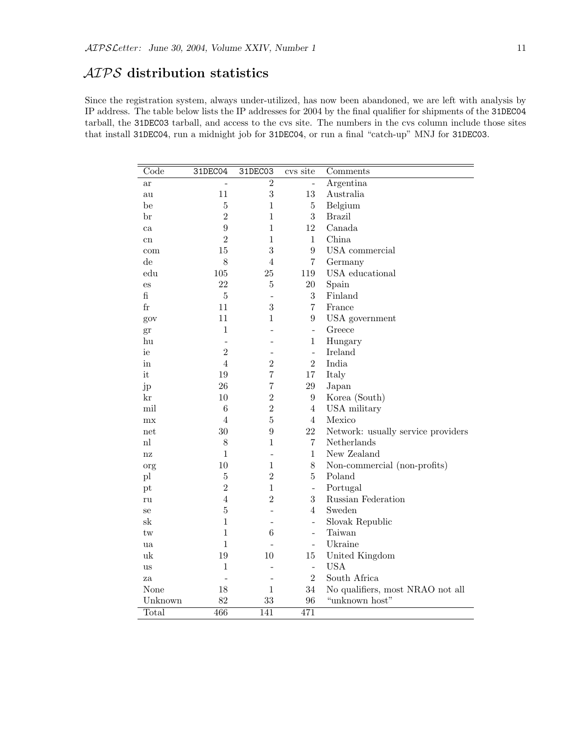## *AIPS* distribution statistics

Since the registration system, always under-utilized, has now been abandoned, we are left with analysis by IP address. The table below lists the IP addresses for 2004 by the final qualifier for shipments of the `31DEC04` tarball, the `31DEC03` tarball, and access to the cvs site. The numbers in the cvs column include those sites that install `31DEC04`, run a midnight job for `31DEC04`, or run a final "catch-up" MNJ for `31DEC03`.

| Code | `31DEC04` | `31DEC03` | cvs site | Comments |
|---|---|---|---|---|
| ar | - | 2 | - | Argentina |
| au | 11 | 3 | 13 | Australia |
| be | 5 | 1 | 5 | Belgium |
| br | 2 | 1 | 3 | Brazil |
| ca | 9 | 1 | 12 | Canada |
| cn | 2 | 1 | 1 | China |
| com | 15 | 3 | 9 | USA commercial |
| de | 8 | 4 | 7 | Germany |
| edu | 105 | 25 | 119 | USA educational |
| es | 22 | 5 | 20 | Spain |
| fi | 5 | - | 3 | Finland |
| fr | 11 | 3 | 7 | France |
| gov | 11 | 1 | 9 | USA government |
| gr | 1 | - | - | Greece |
| hu | - | - | 1 | Hungary |
| ie | 2 | - | - | Ireland |
| in | 4 | 2 | 2 | India |
| it | 19 | 7 | 17 | Italy |
| jp | 26 | 7 | 29 | Japan |
| kr | 10 | 2 | 9 | Korea (South) |
| mil | 6 | 2 | 4 | USA military |
| mx | 4 | 5 | 4 | Mexico |
| net | 30 | 9 | 22 | Network: usually service providers |
| nl | 8 | 1 | 7 | Netherlands |
| nz | 1 | - | 1 | New Zealand |
| org | 10 | 1 | 8 | Non-commercial (non-profits) |
| pl | 5 | 2 | 5 | Poland |
| pt | 2 | 1 | - | Portugal |
| ru | 4 | 2 | 3 | Russian Federation |
| se | 5 | - | 4 | Sweden |
| sk | 1 | - | - | Slovak Republic |
| tw | 1 | 6 | - | Taiwan |
| ua | 1 | - | - | Ukraine |
| uk | 19 | 10 | 15 | United Kingdom |
| us | 1 | - | - | USA |
| za | - | - | 2 | South Africa |
| None | 18 | 1 | 34 | No qualifiers, most NRAO not all |
| Unknown | 82 | 33 | 96 | "unknown host" |
| Total | 466 | 141 | 471 | |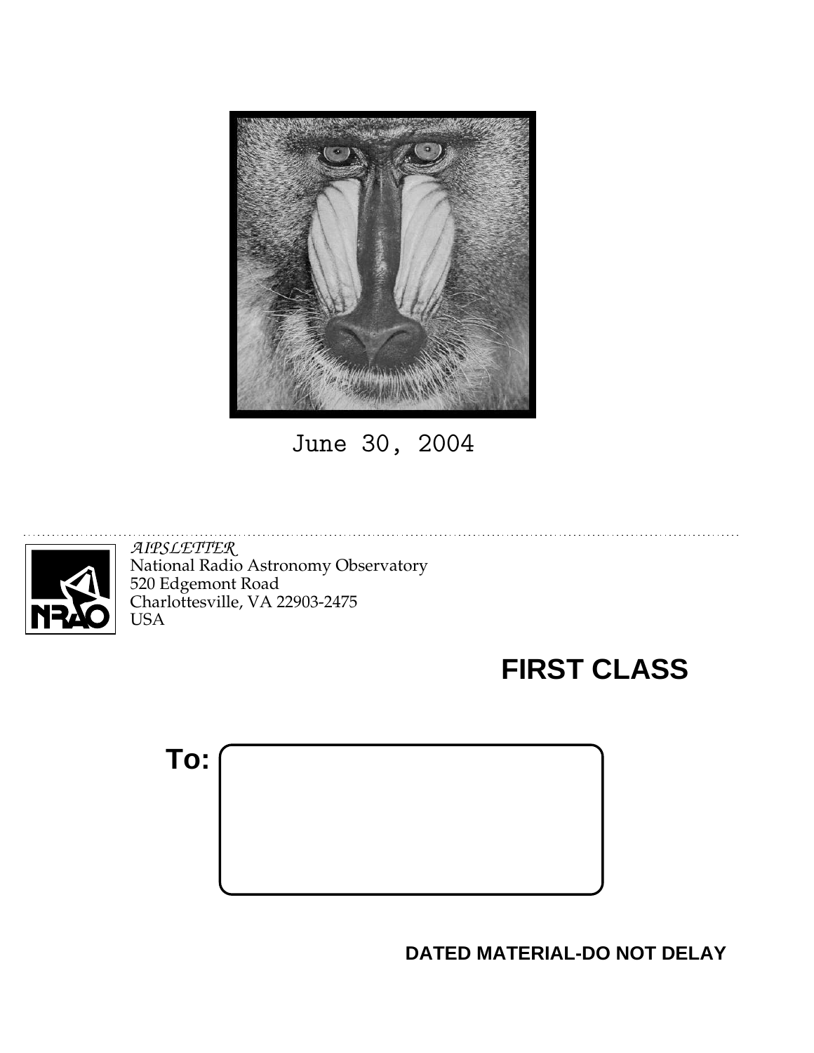June 30, 2004

*AIPSLETTER*
National Radio Astronomy Observatory
520 Edgemont Road
Charlottesville, VA 22903-2475
USA

**FIRST CLASS**

**To:**

**DATED MATERIAL-DO NOT DELAY**